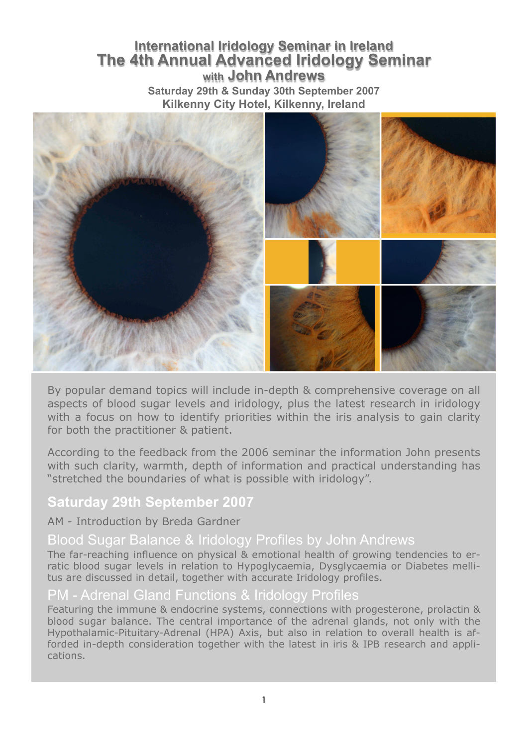# International Iridology Seminar in Ireland

# The 4th Annual Advanced Iridology Seminar

## with John Andrews

**Saturday 29th & Sunday 30th September 2007**

**Kilkenny City Hotel, Kilkenny, Ireland**

By popular demand topics will include in-depth & comprehensive coverage on all aspects of blood sugar levels and iridology, plus the latest research in iridology with a focus on how to identify priorities within the iris analysis to gain clarity for both the practitioner & patient.

According to the feedback from the 2006 seminar the information John presents with such clarity, warmth, depth of information and practical understanding has "stretched the boundaries of what is possible with iridology".

## Saturday 29th September 2007

AM - Introduction by Breda Gardner

### Blood Sugar Balance & Iridology Profiles by John Andrews

The far-reaching influence on physical & emotional health of growing tendencies to erratic blood sugar levels in relation to Hypoglycaemia, Dysglycaemia or Diabetes mellitus are discussed in detail, together with accurate Iridology profiles.

### PM - Adrenal Gland Functions & Iridology Profiles

Featuring the immune & endocrine systems, connections with progesterone, prolactin & blood sugar balance. The central importance of the adrenal glands, not only with the Hypothalamic-Pituitary-Adrenal (HPA) Axis, but also in relation to overall health is afforded in-depth consideration together with the latest in iris & IPB research and applications.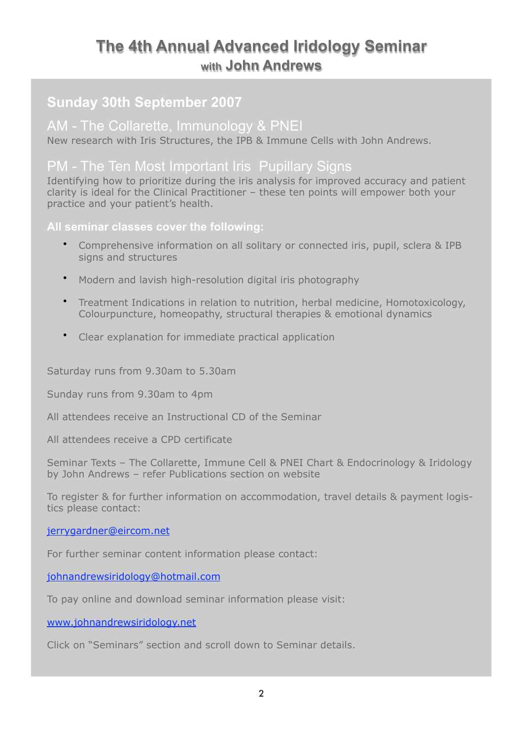# The 4th Annual Advanced Iridology Seminar

## with John Andrews

## Sunday 30th September 2007

### AM - The Collarette, Immunology & PNEI

New research with Iris Structures, the IPB & Immune Cells with John Andrews.

### PM - The Ten Most Important Iris  Pupillary Signs

Identifying how to prioritize during the iris analysis for improved accuracy and patient clarity is ideal for the Clinical Practitioner – these ten points will empower both your practice and your patient's health.

**All seminar classes cover the following:**

- Comprehensive information on all solitary or connected iris, pupil, sclera & IPB signs and structures
- Modern and lavish high-resolution digital iris photography
- Treatment Indications in relation to nutrition, herbal medicine, Homotoxicology, Colourpuncture, homeopathy, structural therapies & emotional dynamics
- Clear explanation for immediate practical application

Saturday runs from 9.30am to 5.30am

Sunday runs from 9.30am to 4pm

All attendees receive an Instructional CD of the Seminar

All attendees receive a CPD certificate

Seminar Texts – The Collarette, Immune Cell & PNEI Chart & Endocrinology & Iridology by John Andrews – refer Publications section on website

To register & for further information on accommodation, travel details & payment logistics please contact:

jerrygardner@eircom.net

For further seminar content information please contact:

johnandrewsiridology@hotmail.com

To pay online and download seminar information please visit:

www.johnandrewsiridology.net

Click on "Seminars" section and scroll down to Seminar details.